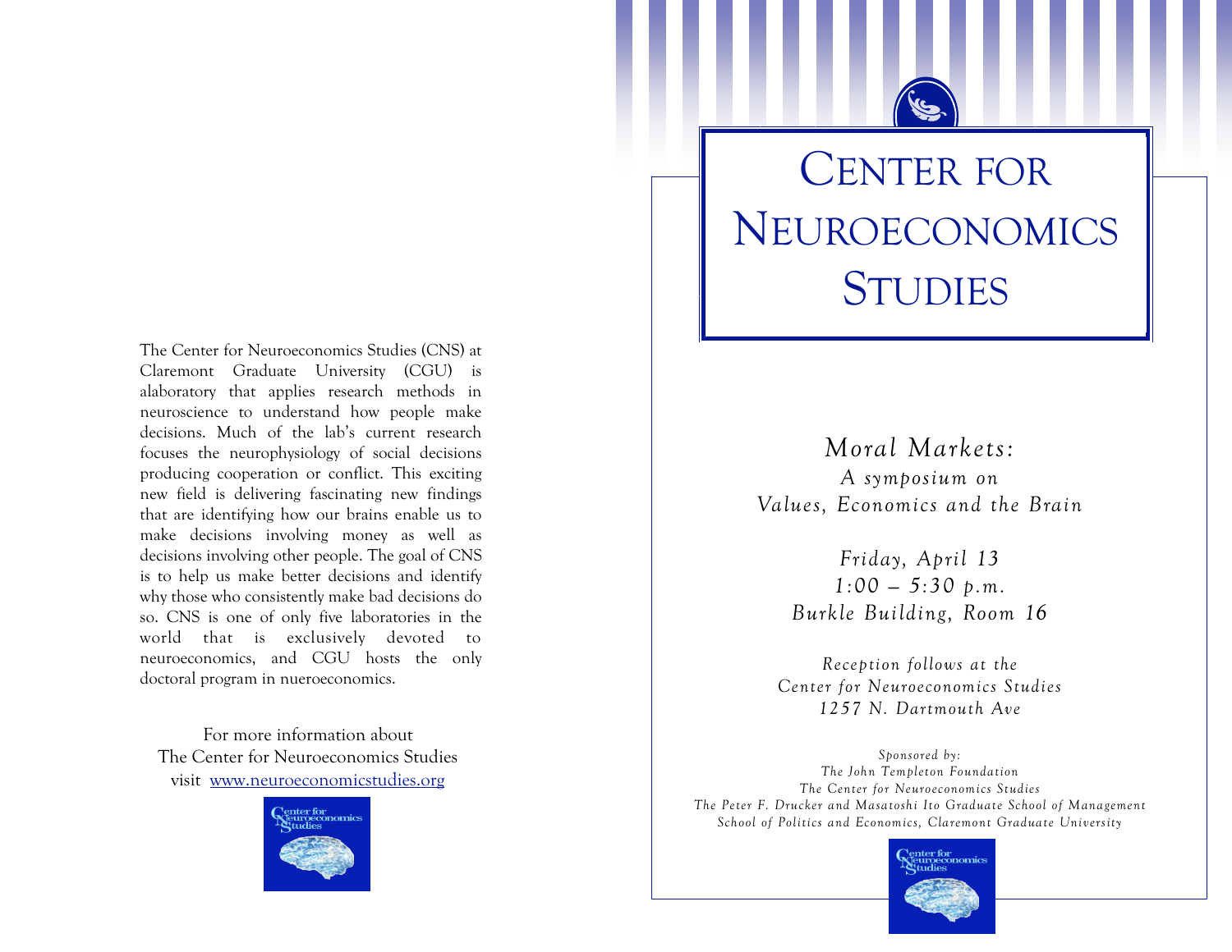The Center for Neuroeconomics Studies (CNS) at Claremont Graduate University (CGU) is alaboratory that applies research methods in neuroscience to understand how people make decisions. Much of the lab's current research focuses the neurophysiology of social decisions producing cooperation or conflict. This exciting new field is delivering fascinating new findings that are identifying how our brains enable us to make decisions involving money as well as decisions involving other people. The goal of CNS is to help us make better decisions and identify why those who consistently make bad decisions do so. CNS is one of only five laboratories in the world that is exclusively devoted to neuroeconomics, and CGU hosts the only doctoral program in nueroeconomics.

For more information about
The Center for Neuroeconomics Studies
visit [www.neuroeconomicstudies.org](http://www.neuroeconomicstudies.org)

# Center for Neuroeconomics Studies

## *Moral Markets:*

### *A symposium on Values, Economics and the Brain*

*Friday, April 13*
*1:00 – 5:30 p.m.*
*Burkle Building, Room 16*

*Reception follows at the*
*Center for Neuroeconomics Studies*
*1257 N. Dartmouth Ave*

*Sponsored by:*
*The John Templeton Foundation*
*The Center for Neuroeconomics Studies*
*The Peter F. Drucker and Masatoshi Ito Graduate School of Management*
*School of Politics and Economics, Claremont Graduate University*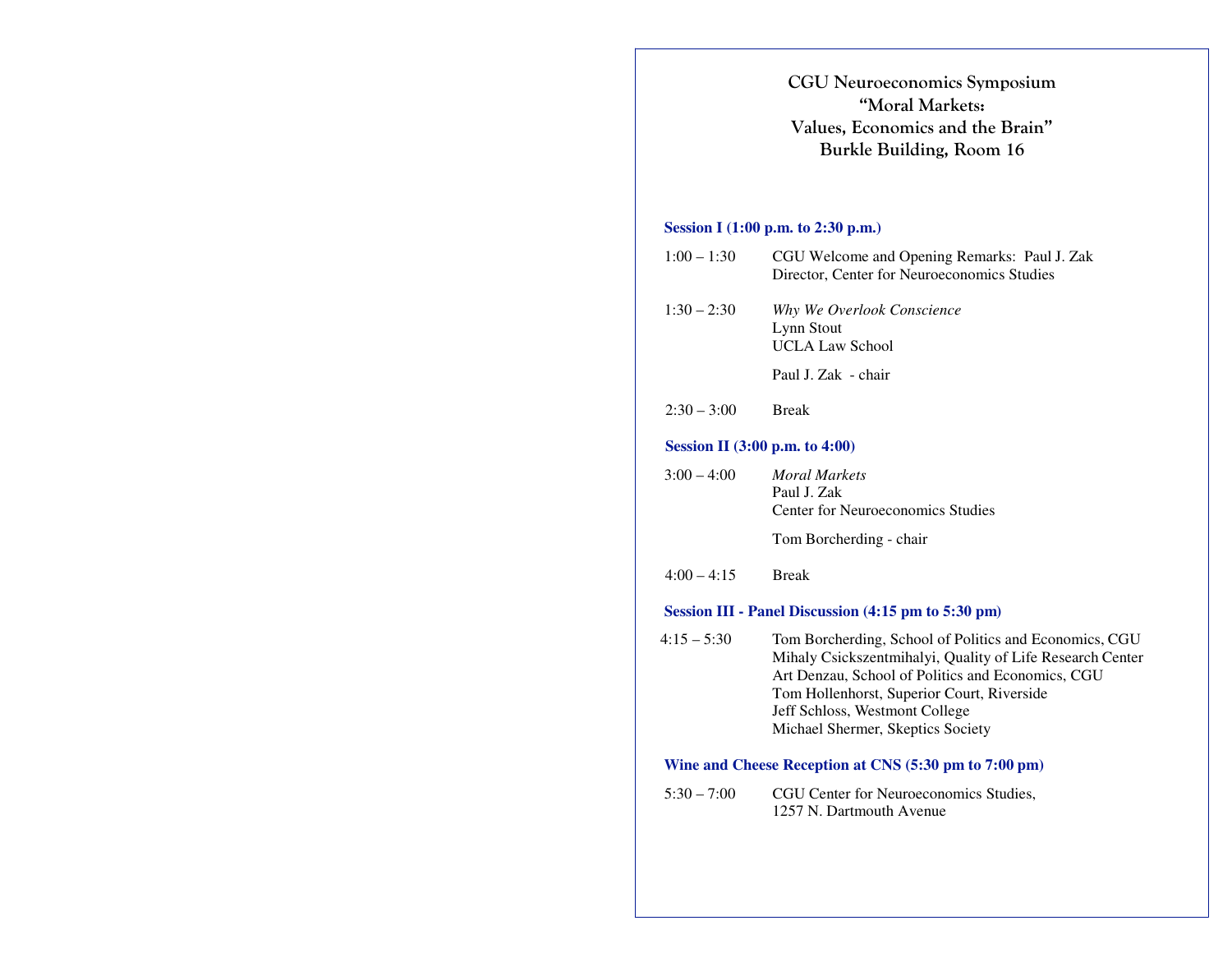# CGU Neuroeconomics Symposium
# "Moral Markets: Values, Economics and the Brain"
# Burkle Building, Room 16

## Session I (1:00 p.m. to 2:30 p.m.)

1:00 – 1:30 CGU Welcome and Opening Remarks: Paul J. Zak
Director, Center for Neuroeconomics Studies

1:30 – 2:30 *Why We Overlook Conscience*
Lynn Stout
UCLA Law School

Paul J. Zak - chair

2:30 – 3:00 Break

## Session II (3:00 p.m. to 4:00)

3:00 – 4:00 *Moral Markets*
Paul J. Zak
Center for Neuroeconomics Studies

Tom Borcherding - chair

4:00 – 4:15 Break

## Session III - Panel Discussion (4:15 pm to 5:30 pm)

4:15 – 5:30 Tom Borcherding, School of Politics and Economics, CGU
Mihaly Csickszentmihalyi, Quality of Life Research Center
Art Denzau, School of Politics and Economics, CGU
Tom Hollenhorst, Superior Court, Riverside
Jeff Schloss, Westmont College
Michael Shermer, Skeptics Society

## Wine and Cheese Reception at CNS (5:30 pm to 7:00 pm)

5:30 – 7:00 CGU Center for Neuroeconomics Studies,
1257 N. Dartmouth Avenue